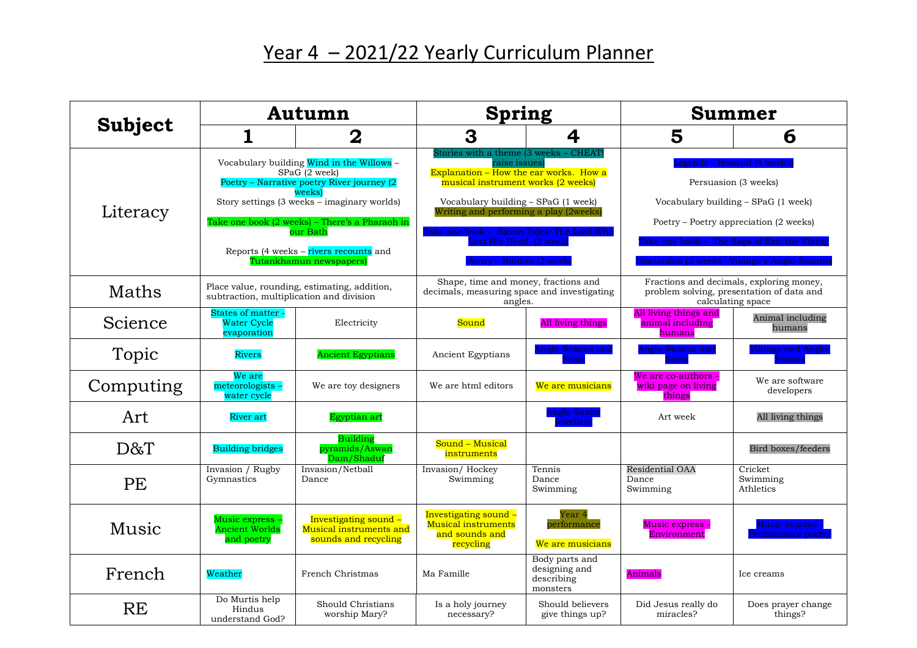# Year 4 – 2021/22 Yearly Curriculum Planner

| Subject | Autumn | | Spring | | Summer | |
|---|---|---|---|---|---|---|
| | 1 | 2 | 3 | 4 | 5 | 6 |
| Literacy | Vocabulary building Wind in the Willows – SPaG (2 week)<br>Poetry – Narrative poetry River journey (2 weeks)<br>Story settings (3 weeks – imaginary worlds)<br>Take one book (2 weeks) – There's a Pharaoh in our Bath<br>Reports (4 weeks – rivers recounts and Tutankhamun newspapers) | | Stories with a theme (3 weeks – CHEAT! raise issues)<br>Explanation – How the ear works. How a musical instrument works (2 weeks)<br>Vocabulary building – SPaG (1 week)<br>Writing and performing a play (2weeks)<br>Take one book – Saxon Tales: The Lord Who Lost His Head (2 week)<br>Poetry – Riddles (2 week) | | Legends – Beowulf (4 weeks)<br>Persuasion (3 weeks)<br>Vocabulary building – SPaG (1 week)<br>Poetry – Poetry appreciation (2 weeks)<br>Take one book – The Saga of Eric the Viking<br>Discussion (2 weeks –Vikings v Anglo-Saxons) | |
| Maths | Place value, rounding, estimating, addition, subtraction, multiplication and division | | Shape, time and money, fractions and decimals, measuring space and investigating angles. | | Fractions and decimals, exploring money, problem solving, presentation of data and calculating space | |
| Science | States of matter - Water Cycle evaporation | Electricity | Sound | All living things | All living things and animal including humans | Animal including humans |
| Topic | Rivers | Ancient Egyptians | Ancient Egyptians | Anglo-Saxons and Scots | Anglo-Saxons and Scots | Vikings and Anglo-Saxons |
| Computing | We are meteorologists – water cycle | We are toy designers | We are html editors | We are musicians | We are co-authors – wiki page on living things | We are software developers |
| Art | River art | Egyptian art | | Anglo-Saxon jewellery | Art week | All living things |
| D&T | Building bridges | Building pyramids/Aswan Dam/Shaduf | Sound – Musical instruments | | | Bird boxes/feeders |
| PE | Invasion / Rugby<br>Gymnastics | Invasion/Netball<br>Dance | Invasion/ Hockey<br>Swimming | Tennis<br>Dance<br>Swimming | Residential OAA<br>Dance<br>Swimming | Cricket<br>Swimming<br>Athletics |
| Music | Music express – Ancient Worlds and poetry | Investigating sound – Musical instruments and sounds and recycling | Investigating sound – Musical instruments and sounds and recycling | Year 4 performance<br>We are musicians | Music express - Environment | Music express – Performance poetry |
| French | Weather | French Christmas | Ma Famille | Body parts and designing and describing monsters | Animals | Ice creams |
| RE | Do Murtis help Hindus understand God? | Should Christians worship Mary? | Is a holy journey necessary? | Should believers give things up? | Did Jesus really do miracles? | Does prayer change things? |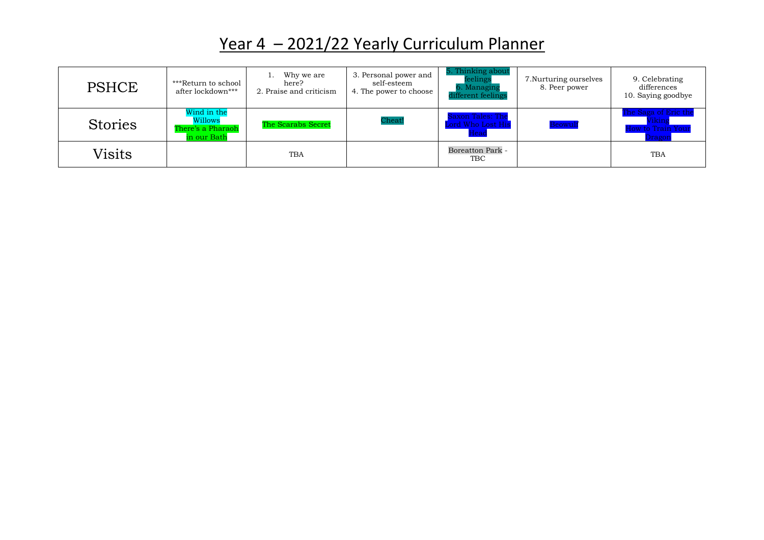# Year 4 – 2021/22 Yearly Curriculum Planner

| | | | | | | |
|---|---|---|---|---|---|---|
| PSHCE | ***Return to school after lockdown*** | 1. Why we are here?<br>2. Praise and criticism | 3. Personal power and self-esteem<br>4. The power to choose | 5. Thinking about feelings<br>6. Managing different feelings | 7.Nurturing ourselves<br>8. Peer power | 9. Celebrating differences<br>10. Saying goodbye |
| Stories | Wind in the Willows<br>There's a Pharaoh in our Bath | The Scarabs Secret | Cheat! | Saxon Tales: The Lord Who Lost His Head | Beowulf | The Saga of Eric the Viking<br>How to Train Your Dragon |
| Visits | | TBA | | Boreatton Park - TBC | | TBA |